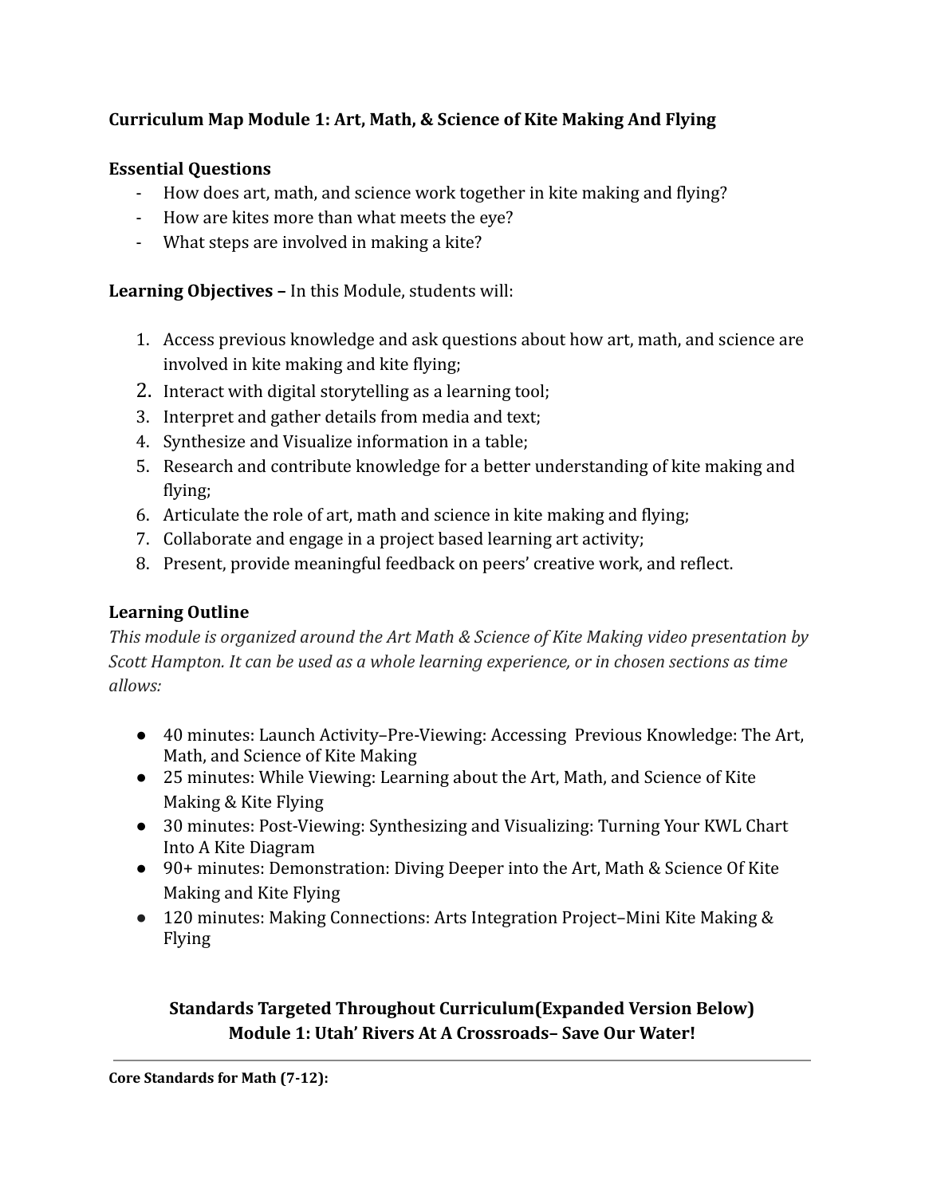**Curriculum Map Module 1: Art, Math, & Science of Kite Making And Flying**

**Essential Questions**

- How does art, math, and science work together in kite making and flying?
- How are kites more than what meets the eye?
- What steps are involved in making a kite?

**Learning Objectives –** In this Module, students will:

1. Access previous knowledge and ask questions about how art, math, and science are involved in kite making and kite flying;
2. Interact with digital storytelling as a learning tool;
3. Interpret and gather details from media and text;
4. Synthesize and Visualize information in a table;
5. Research and contribute knowledge for a better understanding of kite making and flying;
6. Articulate the role of art, math and science in kite making and flying;
7. Collaborate and engage in a project based learning art activity;
8. Present, provide meaningful feedback on peers' creative work, and reflect.

**Learning Outline**

*This module is organized around the Art Math & Science of Kite Making video presentation by Scott Hampton. It can be used as a whole learning experience, or in chosen sections as time allows:*

- 40 minutes: Launch Activity–Pre-Viewing: Accessing Previous Knowledge: The Art, Math, and Science of Kite Making
- 25 minutes: While Viewing: Learning about the Art, Math, and Science of Kite Making & Kite Flying
- 30 minutes: Post-Viewing: Synthesizing and Visualizing: Turning Your KWL Chart Into A Kite Diagram
- 90+ minutes: Demonstration: Diving Deeper into the Art, Math & Science Of Kite Making and Kite Flying
- 120 minutes: Making Connections: Arts Integration Project–Mini Kite Making & Flying

**Standards Targeted Throughout Curriculum(Expanded Version Below)**
**Module 1: Utah' Rivers At A Crossroads– Save Our Water!**

---

**Core Standards for Math (7-12):**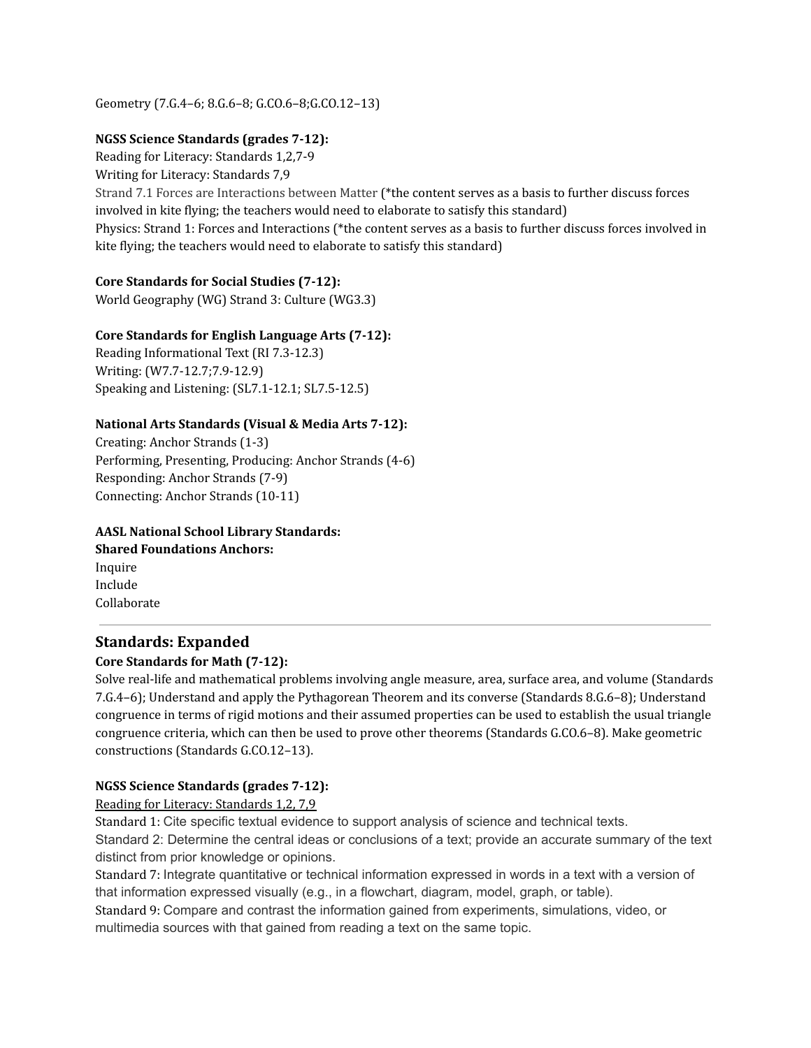Geometry (7.G.4–6; 8.G.6–8; G.CO.6–8;G.CO.12–13)

**NGSS Science Standards (grades 7-12):**
Reading for Literacy: Standards 1,2,7-9
Writing for Literacy: Standards 7,9
Strand 7.1 Forces are Interactions between Matter (*the content serves as a basis to further discuss forces involved in kite flying; the teachers would need to elaborate to satisfy this standard)
Physics: Strand 1: Forces and Interactions (*the content serves as a basis to further discuss forces involved in kite flying; the teachers would need to elaborate to satisfy this standard)

**Core Standards for Social Studies (7-12):**
World Geography (WG) Strand 3: Culture (WG3.3)

**Core Standards for English Language Arts (7-12):**
Reading Informational Text (RI 7.3-12.3)
Writing: (W7.7-12.7;7.9-12.9)
Speaking and Listening: (SL7.1-12.1; SL7.5-12.5)

**National Arts Standards (Visual & Media Arts 7-12):**
Creating: Anchor Strands (1-3)
Performing, Presenting, Producing: Anchor Strands (4-6)
Responding: Anchor Strands (7-9)
Connecting: Anchor Strands (10-11)

**AASL National School Library Standards:**
**Shared Foundations Anchors:**
Inquire
Include
Collaborate

---

## Standards: Expanded

**Core Standards for Math (7-12):**
Solve real-life and mathematical problems involving angle measure, area, surface area, and volume (Standards 7.G.4–6); Understand and apply the Pythagorean Theorem and its converse (Standards 8.G.6–8); Understand congruence in terms of rigid motions and their assumed properties can be used to establish the usual triangle congruence criteria, which can then be used to prove other theorems (Standards G.CO.6–8). Make geometric constructions (Standards G.CO.12–13).

**NGSS Science Standards (grades 7-12):**
Reading for Literacy: Standards 1,2, 7,9
Standard 1: Cite specific textual evidence to support analysis of science and technical texts.
Standard 2: Determine the central ideas or conclusions of a text; provide an accurate summary of the text distinct from prior knowledge or opinions.
Standard 7: Integrate quantitative or technical information expressed in words in a text with a version of that information expressed visually (e.g., in a flowchart, diagram, model, graph, or table).
Standard 9: Compare and contrast the information gained from experiments, simulations, video, or multimedia sources with that gained from reading a text on the same topic.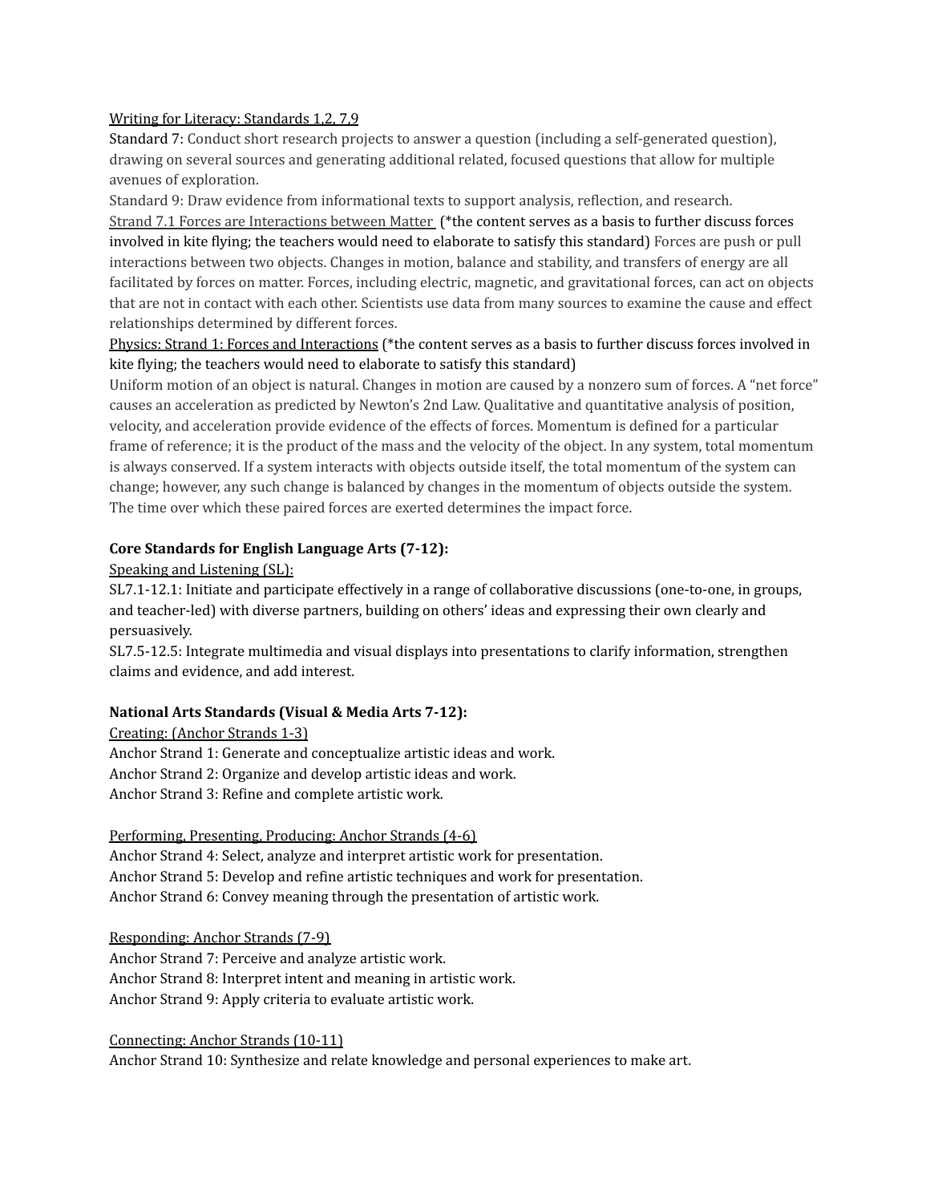Writing for Literacy: Standards 1,2, 7,9

Standard 7: Conduct short research projects to answer a question (including a self-generated question), drawing on several sources and generating additional related, focused questions that allow for multiple avenues of exploration.

Standard 9: Draw evidence from informational texts to support analysis, reflection, and research.

Strand 7.1 Forces are Interactions between Matter (*the content serves as a basis to further discuss forces involved in kite flying; the teachers would need to elaborate to satisfy this standard) Forces are push or pull interactions between two objects. Changes in motion, balance and stability, and transfers of energy are all facilitated by forces on matter. Forces, including electric, magnetic, and gravitational forces, can act on objects that are not in contact with each other. Scientists use data from many sources to examine the cause and effect relationships determined by different forces.

Physics: Strand 1: Forces and Interactions (*the content serves as a basis to further discuss forces involved in kite flying; the teachers would need to elaborate to satisfy this standard)

Uniform motion of an object is natural. Changes in motion are caused by a nonzero sum of forces. A "net force" causes an acceleration as predicted by Newton's 2nd Law. Qualitative and quantitative analysis of position, velocity, and acceleration provide evidence of the effects of forces. Momentum is defined for a particular frame of reference; it is the product of the mass and the velocity of the object. In any system, total momentum is always conserved. If a system interacts with objects outside itself, the total momentum of the system can change; however, any such change is balanced by changes in the momentum of objects outside the system. The time over which these paired forces are exerted determines the impact force.

**Core Standards for English Language Arts (7-12):**

Speaking and Listening (SL):

SL7.1-12.1: Initiate and participate effectively in a range of collaborative discussions (one-to-one, in groups, and teacher-led) with diverse partners, building on others' ideas and expressing their own clearly and persuasively.

SL7.5-12.5: Integrate multimedia and visual displays into presentations to clarify information, strengthen claims and evidence, and add interest.

**National Arts Standards (Visual & Media Arts 7-12):**

Creating: (Anchor Strands 1-3)

Anchor Strand 1: Generate and conceptualize artistic ideas and work.

Anchor Strand 2: Organize and develop artistic ideas and work.

Anchor Strand 3: Refine and complete artistic work.

Performing, Presenting, Producing: Anchor Strands (4-6)

Anchor Strand 4: Select, analyze and interpret artistic work for presentation.

Anchor Strand 5: Develop and refine artistic techniques and work for presentation.

Anchor Strand 6: Convey meaning through the presentation of artistic work.

Responding: Anchor Strands (7-9)

Anchor Strand 7: Perceive and analyze artistic work.

Anchor Strand 8: Interpret intent and meaning in artistic work.

Anchor Strand 9: Apply criteria to evaluate artistic work.

Connecting: Anchor Strands (10-11)

Anchor Strand 10: Synthesize and relate knowledge and personal experiences to make art.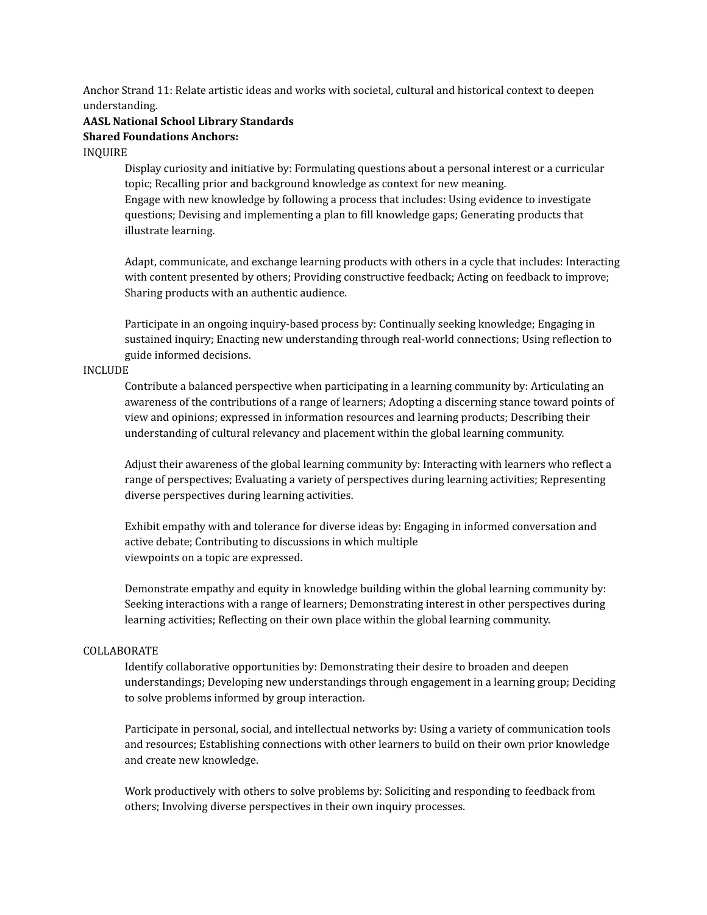Anchor Strand 11: Relate artistic ideas and works with societal, cultural and historical context to deepen understanding.

**AASL National School Library Standards**

**Shared Foundations Anchors:**

INQUIRE

> Display curiosity and initiative by: Formulating questions about a personal interest or a curricular topic; Recalling prior and background knowledge as context for new meaning.
> Engage with new knowledge by following a process that includes: Using evidence to investigate questions; Devising and implementing a plan to fill knowledge gaps; Generating products that illustrate learning.
>
> Adapt, communicate, and exchange learning products with others in a cycle that includes: Interacting with content presented by others; Providing constructive feedback; Acting on feedback to improve; Sharing products with an authentic audience.
>
> Participate in an ongoing inquiry-based process by: Continually seeking knowledge; Engaging in sustained inquiry; Enacting new understanding through real-world connections; Using reflection to guide informed decisions.

INCLUDE

> Contribute a balanced perspective when participating in a learning community by: Articulating an awareness of the contributions of a range of learners; Adopting a discerning stance toward points of view and opinions; expressed in information resources and learning products; Describing their understanding of cultural relevancy and placement within the global learning community.
>
> Adjust their awareness of the global learning community by: Interacting with learners who reflect a range of perspectives; Evaluating a variety of perspectives during learning activities; Representing diverse perspectives during learning activities.
>
> Exhibit empathy with and tolerance for diverse ideas by: Engaging in informed conversation and active debate; Contributing to discussions in which multiple viewpoints on a topic are expressed.
>
> Demonstrate empathy and equity in knowledge building within the global learning community by: Seeking interactions with a range of learners; Demonstrating interest in other perspectives during learning activities; Reflecting on their own place within the global learning community.

COLLABORATE

> Identify collaborative opportunities by: Demonstrating their desire to broaden and deepen understandings; Developing new understandings through engagement in a learning group; Deciding to solve problems informed by group interaction.
>
> Participate in personal, social, and intellectual networks by: Using a variety of communication tools and resources; Establishing connections with other learners to build on their own prior knowledge and create new knowledge.
>
> Work productively with others to solve problems by: Soliciting and responding to feedback from others; Involving diverse perspectives in their own inquiry processes.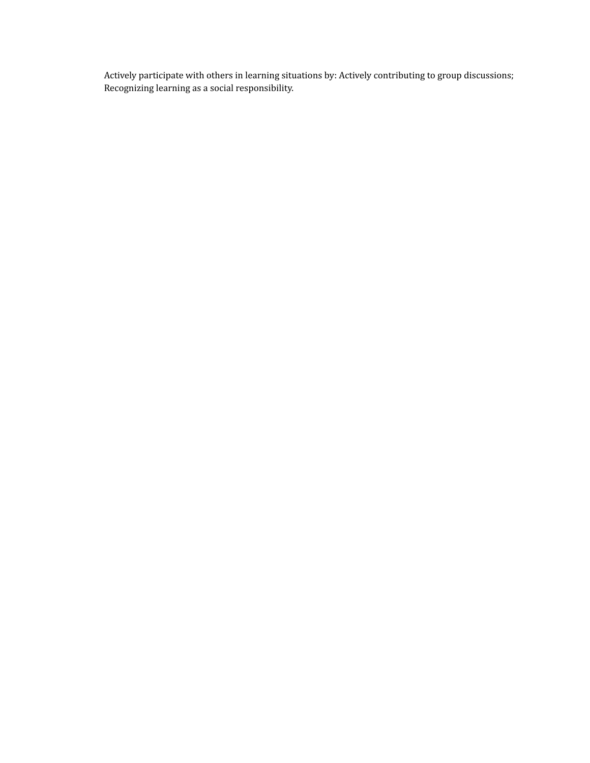Actively participate with others in learning situations by: Actively contributing to group discussions; Recognizing learning as a social responsibility.